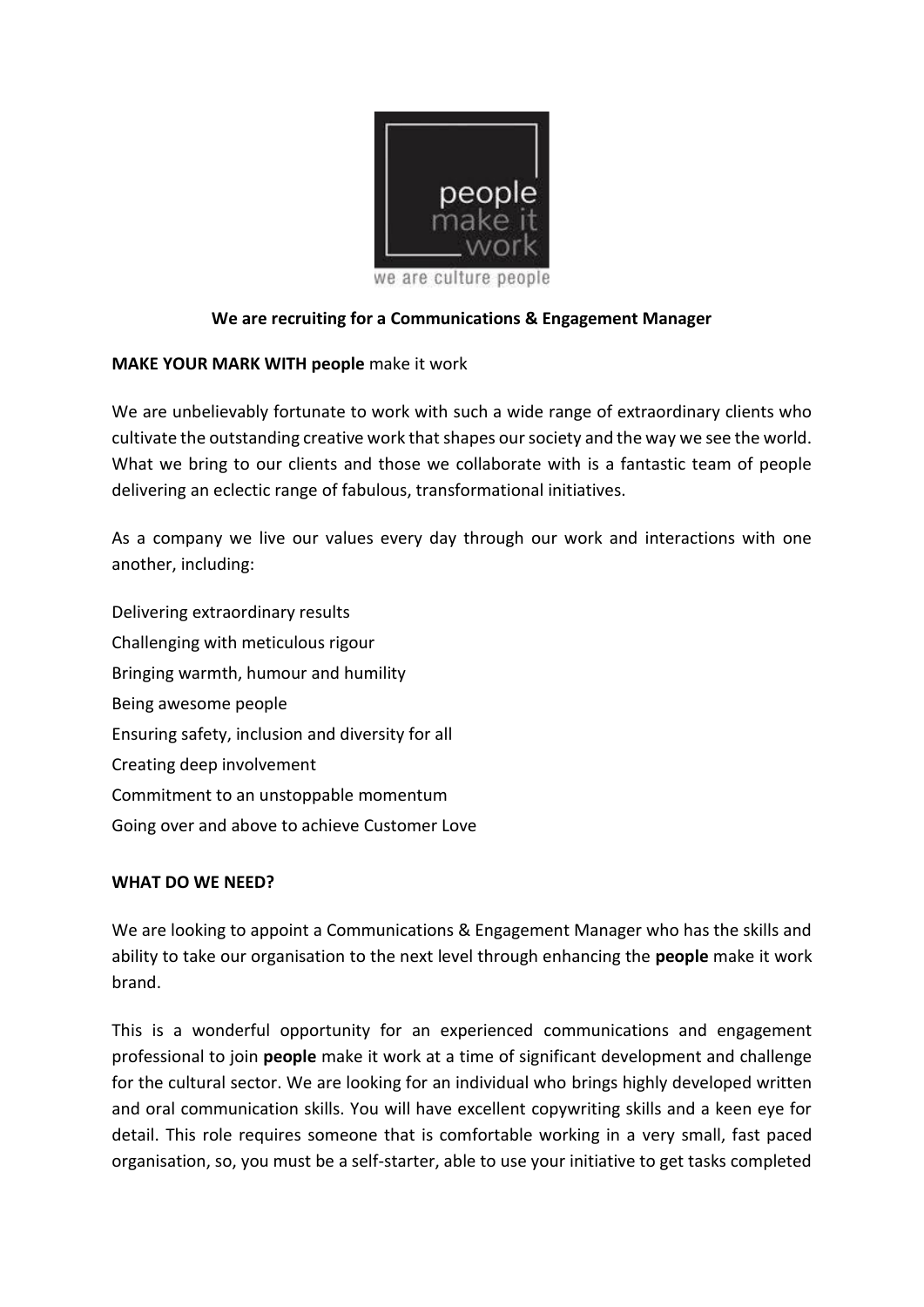**We are recruiting for a Communications & Engagement Manager**

**MAKE YOUR MARK WITH people** make it work

We are unbelievably fortunate to work with such a wide range of extraordinary clients who cultivate the outstanding creative work that shapes our society and the way we see the world. What we bring to our clients and those we collaborate with is a fantastic team of people delivering an eclectic range of fabulous, transformational initiatives.

As a company we live our values every day through our work and interactions with one another, including:

Delivering extraordinary results
Challenging with meticulous rigour
Bringing warmth, humour and humility
Being awesome people
Ensuring safety, inclusion and diversity for all
Creating deep involvement
Commitment to an unstoppable momentum
Going over and above to achieve Customer Love

**WHAT DO WE NEED?**

We are looking to appoint a Communications & Engagement Manager who has the skills and ability to take our organisation to the next level through enhancing the **people** make it work brand.

This is a wonderful opportunity for an experienced communications and engagement professional to join **people** make it work at a time of significant development and challenge for the cultural sector. We are looking for an individual who brings highly developed written and oral communication skills. You will have excellent copywriting skills and a keen eye for detail. This role requires someone that is comfortable working in a very small, fast paced organisation, so, you must be a self-starter, able to use your initiative to get tasks completed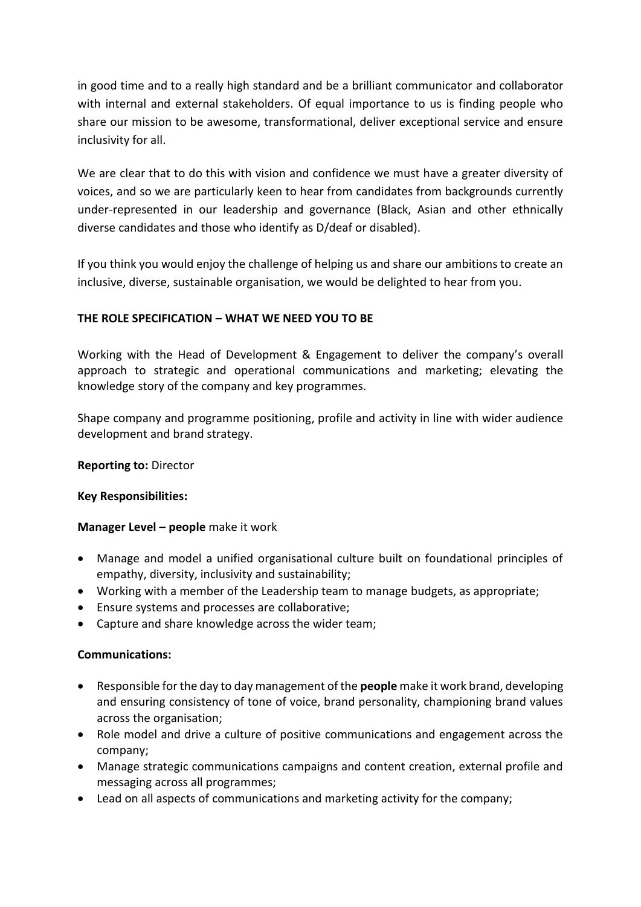in good time and to a really high standard and be a brilliant communicator and collaborator with internal and external stakeholders. Of equal importance to us is finding people who share our mission to be awesome, transformational, deliver exceptional service and ensure inclusivity for all.

We are clear that to do this with vision and confidence we must have a greater diversity of voices, and so we are particularly keen to hear from candidates from backgrounds currently under-represented in our leadership and governance (Black, Asian and other ethnically diverse candidates and those who identify as D/deaf or disabled).

If you think you would enjoy the challenge of helping us and share our ambitions to create an inclusive, diverse, sustainable organisation, we would be delighted to hear from you.

**THE ROLE SPECIFICATION – WHAT WE NEED YOU TO BE**

Working with the Head of Development & Engagement to deliver the company's overall approach to strategic and operational communications and marketing; elevating the knowledge story of the company and key programmes.

Shape company and programme positioning, profile and activity in line with wider audience development and brand strategy.

**Reporting to:** Director

**Key Responsibilities:**

**Manager Level – people** make it work

- Manage and model a unified organisational culture built on foundational principles of empathy, diversity, inclusivity and sustainability;
- Working with a member of the Leadership team to manage budgets, as appropriate;
- Ensure systems and processes are collaborative;
- Capture and share knowledge across the wider team;

**Communications:**

- Responsible for the day to day management of the **people** make it work brand, developing and ensuring consistency of tone of voice, brand personality, championing brand values across the organisation;
- Role model and drive a culture of positive communications and engagement across the company;
- Manage strategic communications campaigns and content creation, external profile and messaging across all programmes;
- Lead on all aspects of communications and marketing activity for the company;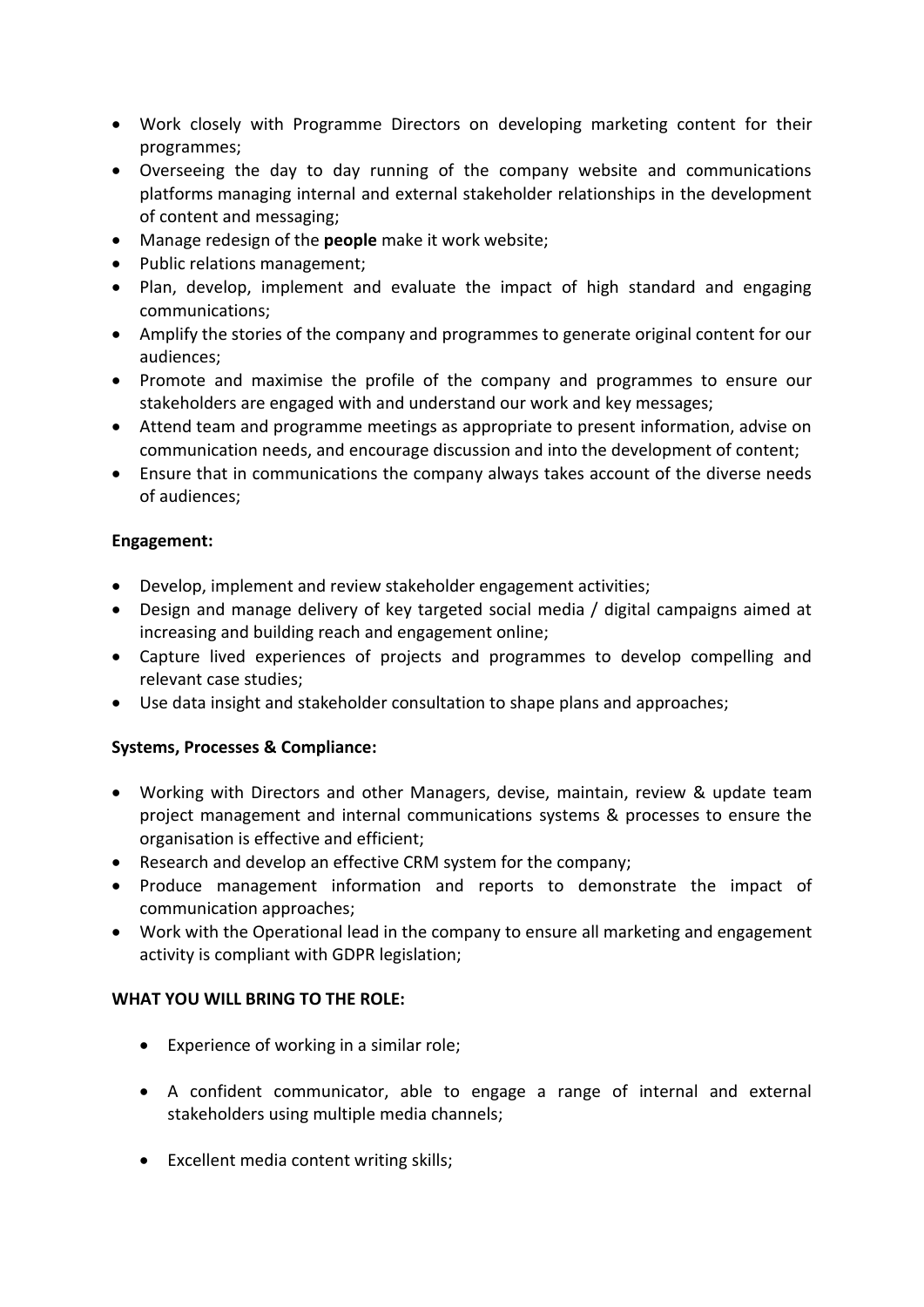- Work closely with Programme Directors on developing marketing content for their programmes;
- Overseeing the day to day running of the company website and communications platforms managing internal and external stakeholder relationships in the development of content and messaging;
- Manage redesign of the **people** make it work website;
- Public relations management;
- Plan, develop, implement and evaluate the impact of high standard and engaging communications;
- Amplify the stories of the company and programmes to generate original content for our audiences;
- Promote and maximise the profile of the company and programmes to ensure our stakeholders are engaged with and understand our work and key messages;
- Attend team and programme meetings as appropriate to present information, advise on communication needs, and encourage discussion and into the development of content;
- Ensure that in communications the company always takes account of the diverse needs of audiences;

**Engagement:**

- Develop, implement and review stakeholder engagement activities;
- Design and manage delivery of key targeted social media / digital campaigns aimed at increasing and building reach and engagement online;
- Capture lived experiences of projects and programmes to develop compelling and relevant case studies;
- Use data insight and stakeholder consultation to shape plans and approaches;

**Systems, Processes & Compliance:**

- Working with Directors and other Managers, devise, maintain, review & update team project management and internal communications systems & processes to ensure the organisation is effective and efficient;
- Research and develop an effective CRM system for the company;
- Produce management information and reports to demonstrate the impact of communication approaches;
- Work with the Operational lead in the company to ensure all marketing and engagement activity is compliant with GDPR legislation;

**WHAT YOU WILL BRING TO THE ROLE:**

- Experience of working in a similar role;
- A confident communicator, able to engage a range of internal and external stakeholders using multiple media channels;
- Excellent media content writing skills;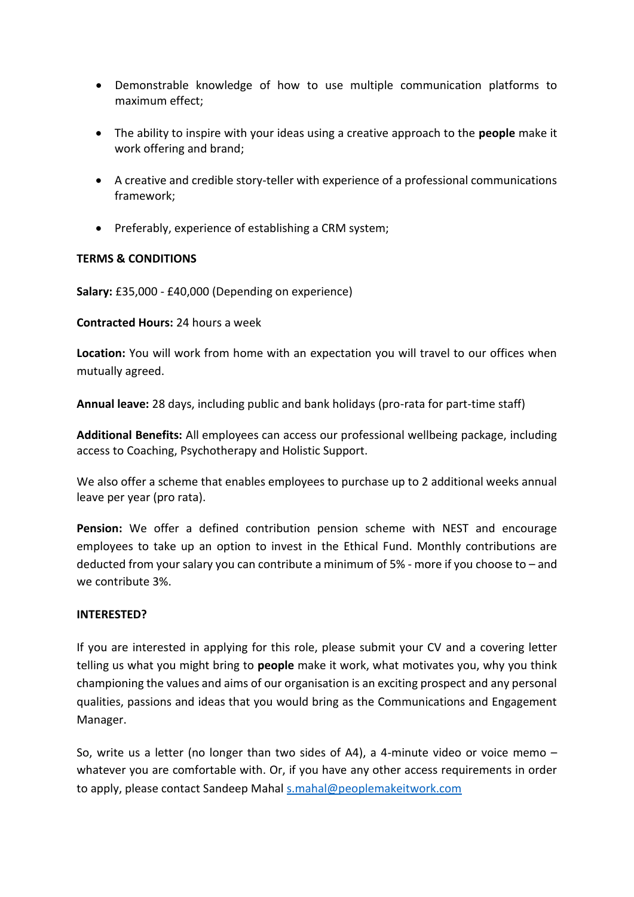- Demonstrable knowledge of how to use multiple communication platforms to maximum effect;

- The ability to inspire with your ideas using a creative approach to the **people** make it work offering and brand;

- A creative and credible story-teller with experience of a professional communications framework;

- Preferably, experience of establishing a CRM system;

**TERMS & CONDITIONS**

**Salary:** £35,000 - £40,000 (Depending on experience)

**Contracted Hours:** 24 hours a week

**Location:** You will work from home with an expectation you will travel to our offices when mutually agreed.

**Annual leave:** 28 days, including public and bank holidays (pro-rata for part-time staff)

**Additional Benefits:** All employees can access our professional wellbeing package, including access to Coaching, Psychotherapy and Holistic Support.

We also offer a scheme that enables employees to purchase up to 2 additional weeks annual leave per year (pro rata).

**Pension:** We offer a defined contribution pension scheme with NEST and encourage employees to take up an option to invest in the Ethical Fund. Monthly contributions are deducted from your salary you can contribute a minimum of 5% - more if you choose to – and we contribute 3%.

**INTERESTED?**

If you are interested in applying for this role, please submit your CV and a covering letter telling us what you might bring to **people** make it work, what motivates you, why you think championing the values and aims of our organisation is an exciting prospect and any personal qualities, passions and ideas that you would bring as the Communications and Engagement Manager.

So, write us a letter (no longer than two sides of A4), a 4-minute video or voice memo – whatever you are comfortable with. Or, if you have any other access requirements in order to apply, please contact Sandeep Mahal [s.mahal@peoplemakeitwork.com](mailto:s.mahal@peoplemakeitwork.com)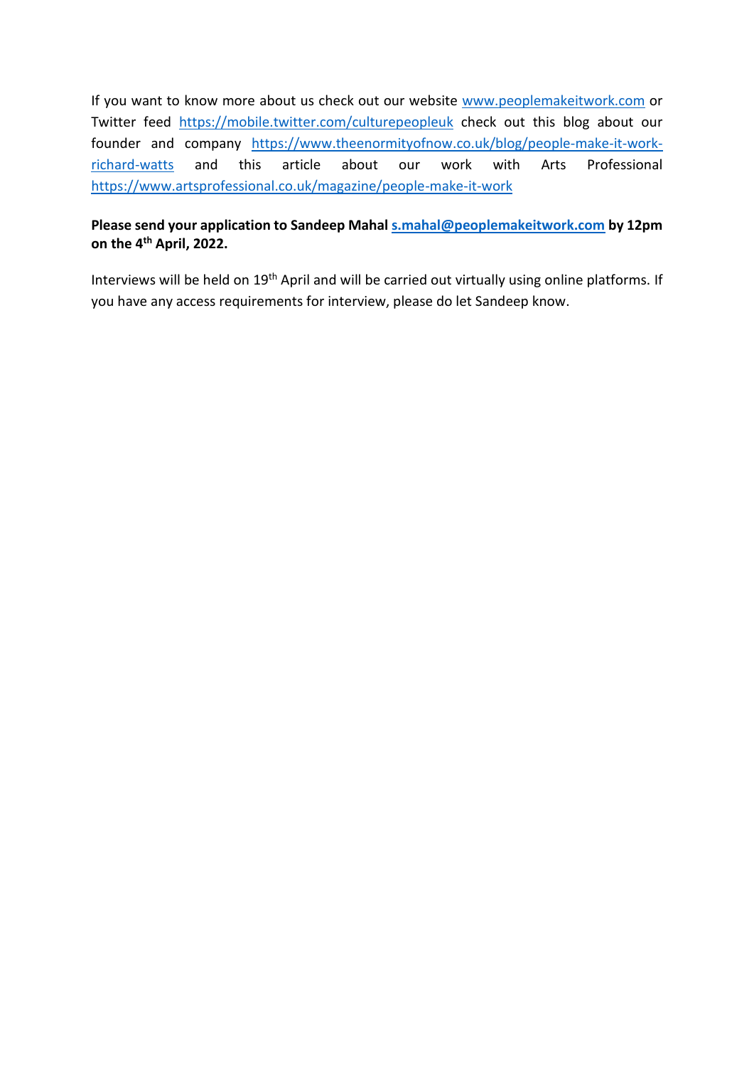If you want to know more about us check out our website www.peoplemakeitwork.com or Twitter feed https://mobile.twitter.com/culturepeopleuk check out this blog about our founder and company https://www.theenormityofnow.co.uk/blog/people-make-it-work-richard-watts and this article about our work with Arts Professional https://www.artsprofessional.co.uk/magazine/people-make-it-work

**Please send your application to Sandeep Mahal s.mahal@peoplemakeitwork.com by 12pm on the 4th April, 2022.**

Interviews will be held on 19th April and will be carried out virtually using online platforms. If you have any access requirements for interview, please do let Sandeep know.